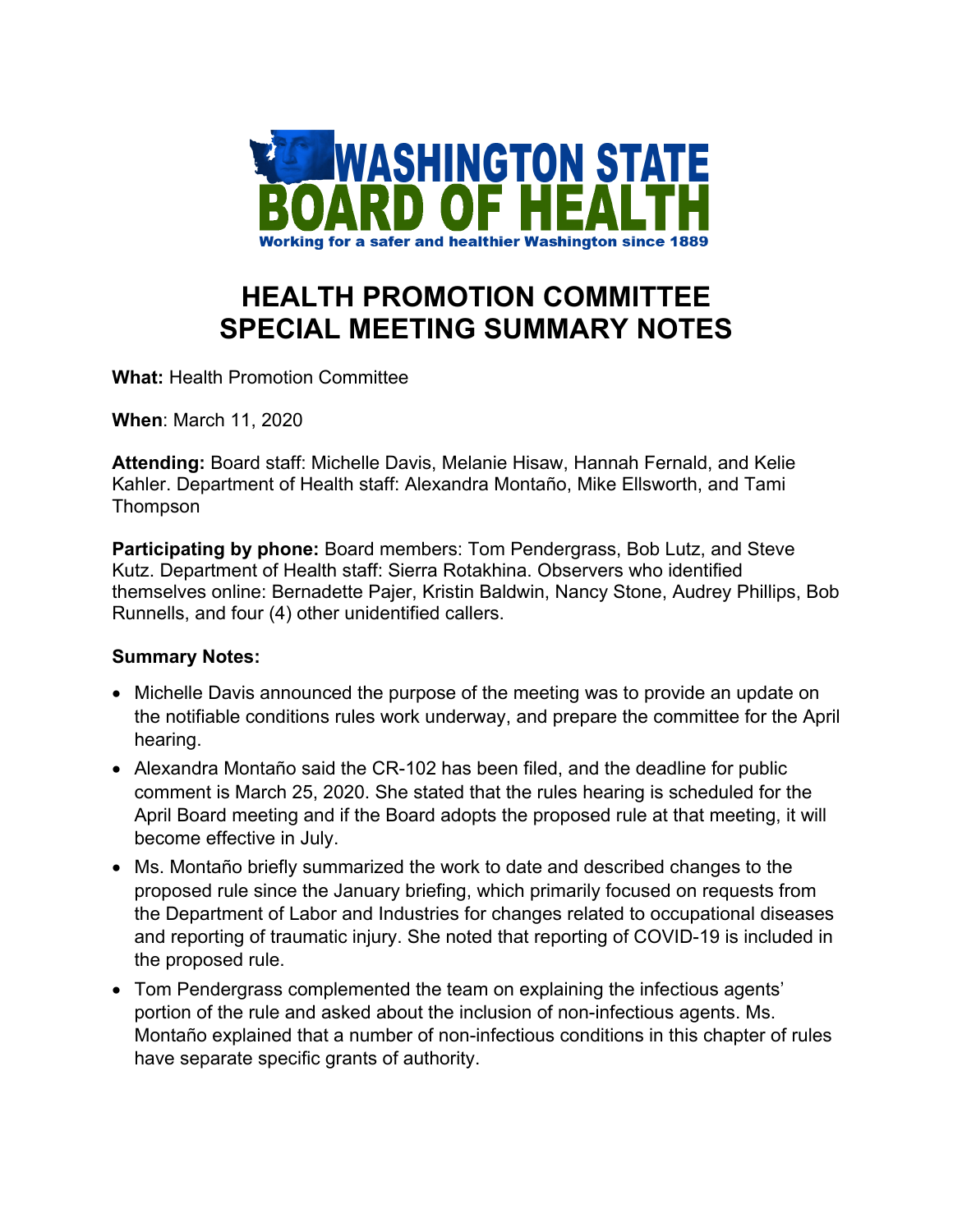WASHINGTON STATE
BOARD OF HEALTH
Working for a safer and healthier Washington since 1889

# HEALTH PROMOTION COMMITTEE SPECIAL MEETING SUMMARY NOTES

**What:** Health Promotion Committee

**When**: March 11, 2020

**Attending:** Board staff: Michelle Davis, Melanie Hisaw, Hannah Fernald, and Kelie Kahler. Department of Health staff: Alexandra Montaño, Mike Ellsworth, and Tami Thompson

**Participating by phone:** Board members: Tom Pendergrass, Bob Lutz, and Steve Kutz. Department of Health staff: Sierra Rotakhina. Observers who identified themselves online: Bernadette Pajer, Kristin Baldwin, Nancy Stone, Audrey Phillips, Bob Runnells, and four (4) other unidentified callers.

**Summary Notes:**

- Michelle Davis announced the purpose of the meeting was to provide an update on the notifiable conditions rules work underway, and prepare the committee for the April hearing.
- Alexandra Montaño said the CR-102 has been filed, and the deadline for public comment is March 25, 2020. She stated that the rules hearing is scheduled for the April Board meeting and if the Board adopts the proposed rule at that meeting, it will become effective in July.
- Ms. Montaño briefly summarized the work to date and described changes to the proposed rule since the January briefing, which primarily focused on requests from the Department of Labor and Industries for changes related to occupational diseases and reporting of traumatic injury. She noted that reporting of COVID-19 is included in the proposed rule.
- Tom Pendergrass complemented the team on explaining the infectious agents' portion of the rule and asked about the inclusion of non-infectious agents. Ms. Montaño explained that a number of non-infectious conditions in this chapter of rules have separate specific grants of authority.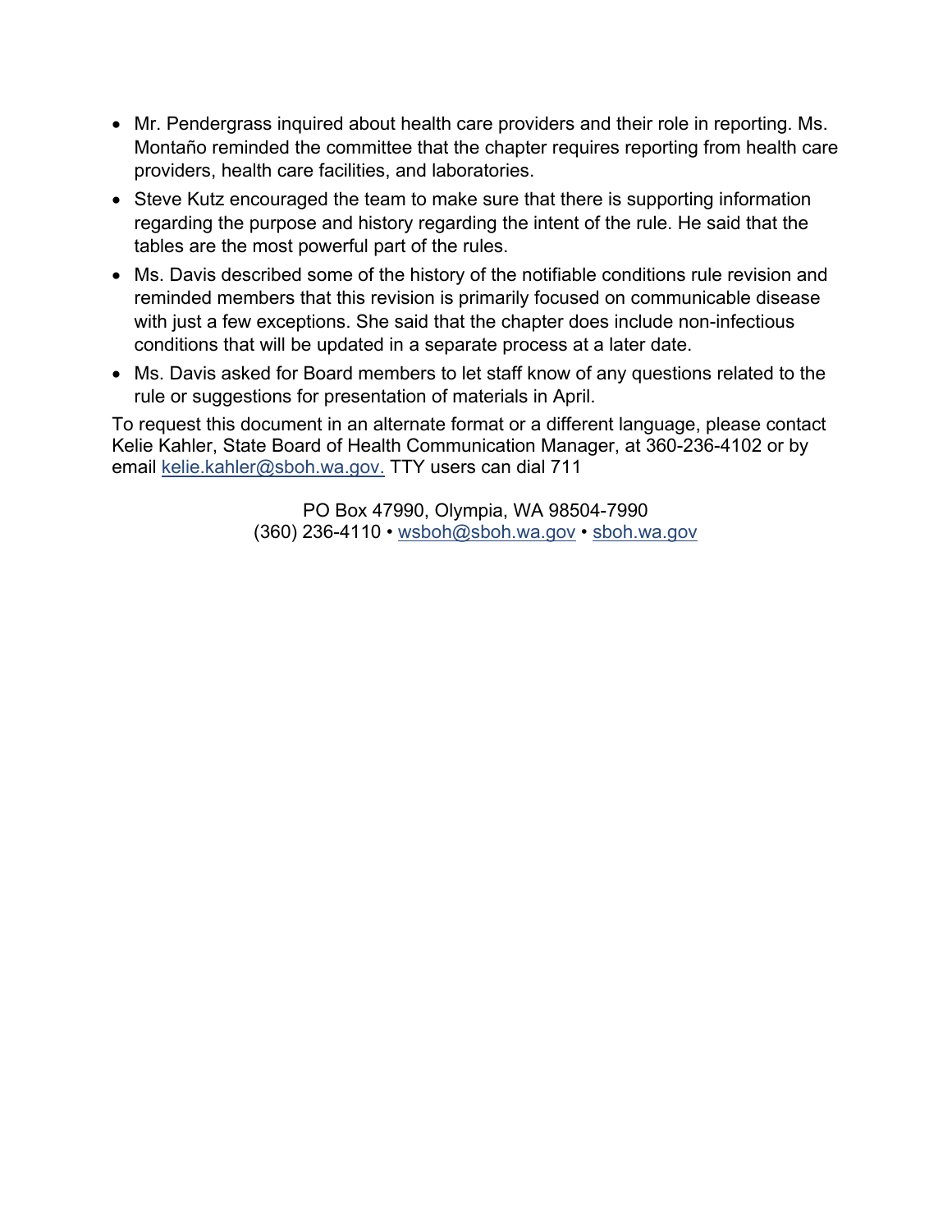- Mr. Pendergrass inquired about health care providers and their role in reporting. Ms. Montaño reminded the committee that the chapter requires reporting from health care providers, health care facilities, and laboratories.
- Steve Kutz encouraged the team to make sure that there is supporting information regarding the purpose and history regarding the intent of the rule. He said that the tables are the most powerful part of the rules.
- Ms. Davis described some of the history of the notifiable conditions rule revision and reminded members that this revision is primarily focused on communicable disease with just a few exceptions. She said that the chapter does include non-infectious conditions that will be updated in a separate process at a later date.
- Ms. Davis asked for Board members to let staff know of any questions related to the rule or suggestions for presentation of materials in April.

To request this document in an alternate format or a different language, please contact Kelie Kahler, State Board of Health Communication Manager, at 360-236-4102 or by email kelie.kahler@sboh.wa.gov. TTY users can dial 711

PO Box 47990, Olympia, WA 98504-7990
(360) 236-4110 • wsboh@sboh.wa.gov • sboh.wa.gov